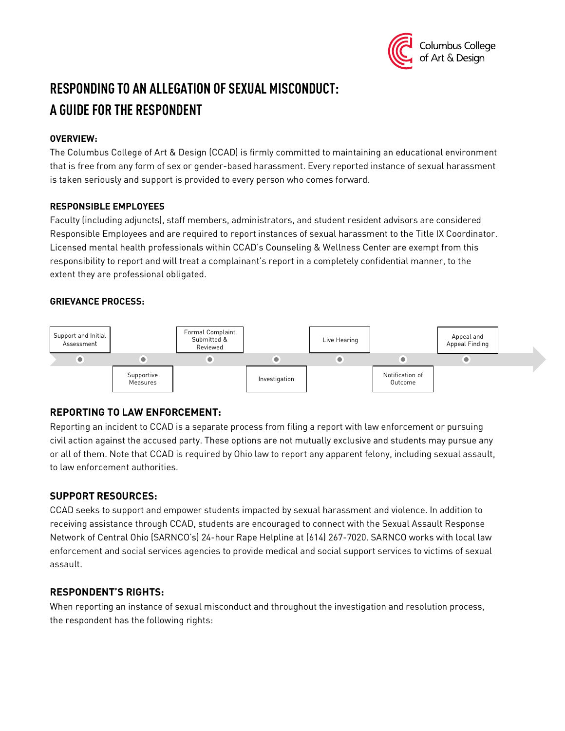# RESPONDING TO AN ALLEGATION OF SEXUAL MISCONDUCT: A GUIDE FOR THE RESPONDENT

**OVERVIEW:**

The Columbus College of Art & Design (CCAD) is firmly committed to maintaining an educational environment that is free from any form of sex or gender-based harassment. Every reported instance of sexual harassment is taken seriously and support is provided to every person who comes forward.

**RESPONSIBLE EMPLOYEES**

Faculty (including adjuncts), staff members, administrators, and student resident advisors are considered Responsible Employees and are required to report instances of sexual harassment to the Title IX Coordinator. Licensed mental health professionals within CCAD's Counseling & Wellness Center are exempt from this responsibility to report and will treat a complainant's report in a completely confidential manner, to the extent they are professional obligated.

**GRIEVANCE PROCESS:**

1. Support and Initial Assessment
2. Supportive Measures
3. Formal Complaint Submitted & Reviewed
4. Investigation
5. Live Hearing
6. Notification of Outcome
7. Appeal and Appeal Finding

## REPORTING TO LAW ENFORCEMENT:

Reporting an incident to CCAD is a separate process from filing a report with law enforcement or pursuing civil action against the accused party. These options are not mutually exclusive and students may pursue any or all of them. Note that CCAD is required by Ohio law to report any apparent felony, including sexual assault, to law enforcement authorities.

## SUPPORT RESOURCES:

CCAD seeks to support and empower students impacted by sexual harassment and violence. In addition to receiving assistance through CCAD, students are encouraged to connect with the Sexual Assault Response Network of Central Ohio (SARNCO's) 24-hour Rape Helpline at (614) 267-7020. SARNCO works with local law enforcement and social services agencies to provide medical and social support services to victims of sexual assault.

## RESPONDENT'S RIGHTS:

When reporting an instance of sexual misconduct and throughout the investigation and resolution process, the respondent has the following rights: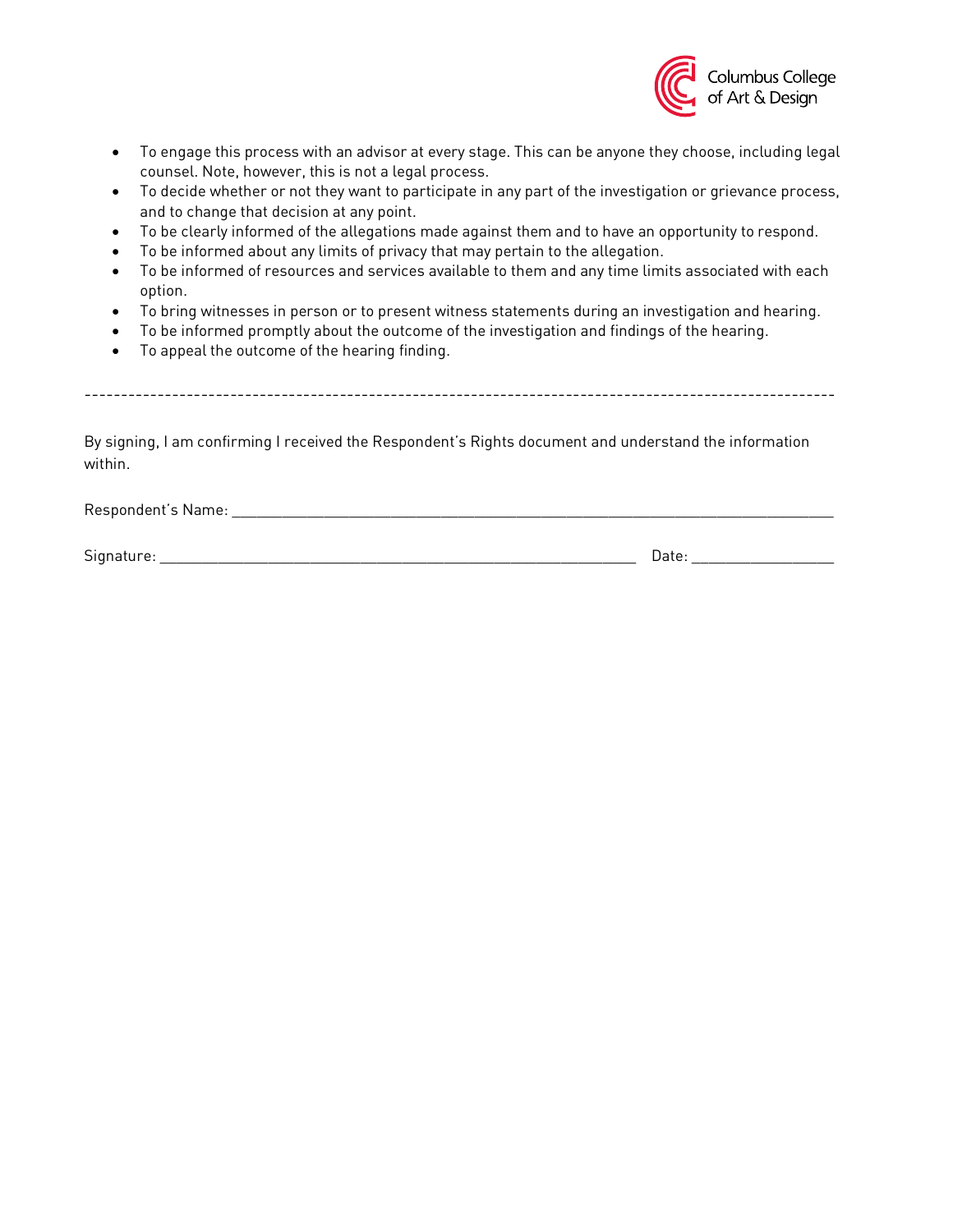- To engage this process with an advisor at every stage. This can be anyone they choose, including legal counsel. Note, however, this is not a legal process.
- To decide whether or not they want to participate in any part of the investigation or grievance process, and to change that decision at any point.
- To be clearly informed of the allegations made against them and to have an opportunity to respond.
- To be informed about any limits of privacy that may pertain to the allegation.
- To be informed of resources and services available to them and any time limits associated with each option.
- To bring witnesses in person or to present witness statements during an investigation and hearing.
- To be informed promptly about the outcome of the investigation and findings of the hearing.
- To appeal the outcome of the hearing finding.

---

By signing, I am confirming I received the Respondent's Rights document and understand the information within.

Respondent's Name: ___________________________________________________________________________

Signature: ____________________________________________________________ Date: __________________